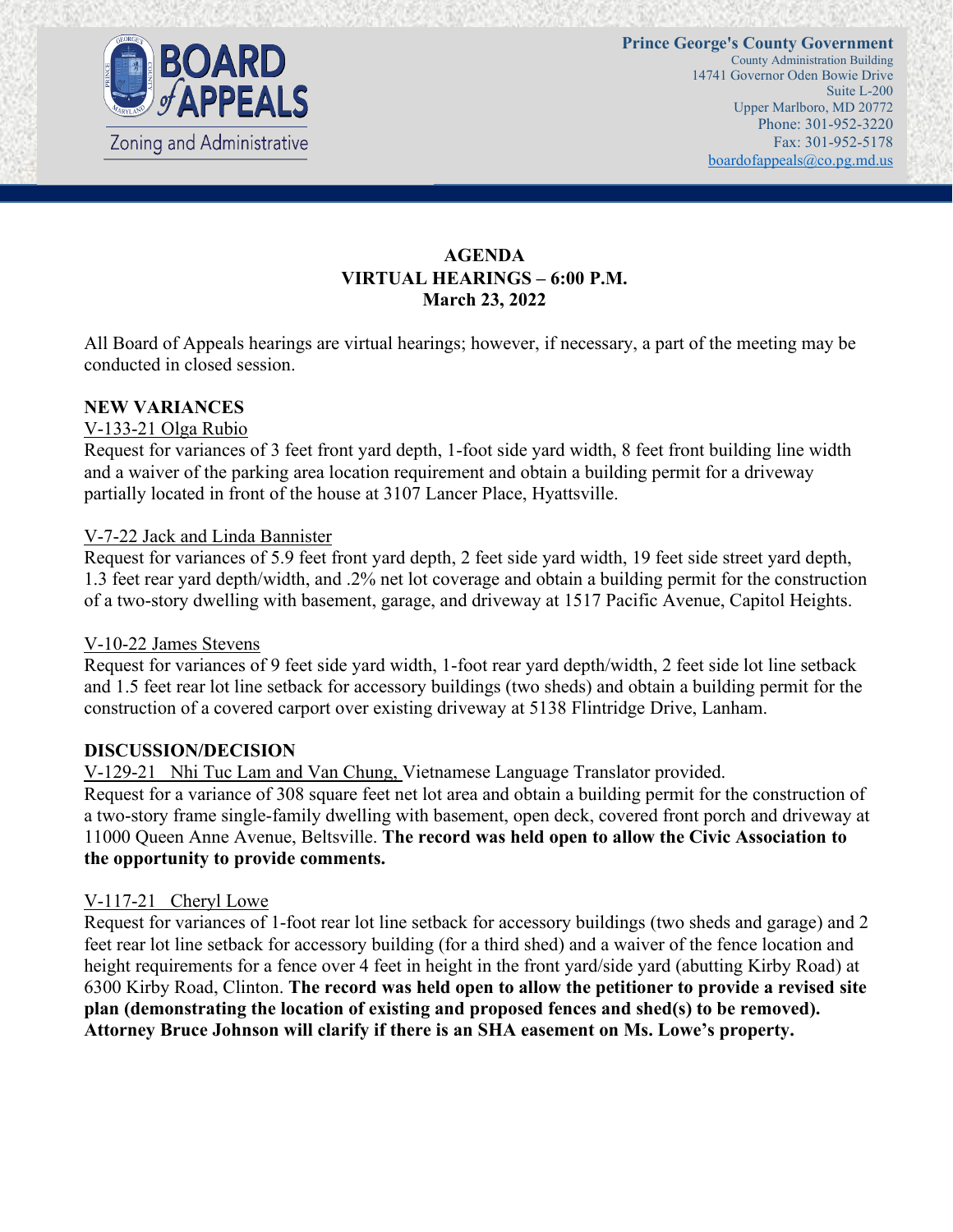**BOARD of APPEALS**
Zoning and Administrative

**Prince George's County Government**
County Administration Building
14741 Governor Oden Bowie Drive
Suite L-200
Upper Marlboro, MD 20772
Phone: 301-952-3220
Fax: 301-952-5178
boardofappeals@co.pg.md.us

**AGENDA**
**VIRTUAL HEARINGS – 6:00 P.M.**
**March 23, 2022**

All Board of Appeals hearings are virtual hearings; however, if necessary, a part of the meeting may be conducted in closed session.

**NEW VARIANCES**

V-133-21 Olga Rubio
Request for variances of 3 feet front yard depth, 1-foot side yard width, 8 feet front building line width and a waiver of the parking area location requirement and obtain a building permit for a driveway partially located in front of the house at 3107 Lancer Place, Hyattsville.

V-7-22 Jack and Linda Bannister
Request for variances of 5.9 feet front yard depth, 2 feet side yard width, 19 feet side street yard depth, 1.3 feet rear yard depth/width, and .2% net lot coverage and obtain a building permit for the construction of a two-story dwelling with basement, garage, and driveway at 1517 Pacific Avenue, Capitol Heights.

V-10-22 James Stevens
Request for variances of 9 feet side yard width, 1-foot rear yard depth/width, 2 feet side lot line setback and 1.5 feet rear lot line setback for accessory buildings (two sheds) and obtain a building permit for the construction of a covered carport over existing driveway at 5138 Flintridge Drive, Lanham.

**DISCUSSION/DECISION**

V-129-21 Nhi Tuc Lam and Van Chung, Vietnamese Language Translator provided.
Request for a variance of 308 square feet net lot area and obtain a building permit for the construction of a two-story frame single-family dwelling with basement, open deck, covered front porch and driveway at 11000 Queen Anne Avenue, Beltsville. **The record was held open to allow the Civic Association to the opportunity to provide comments.**

V-117-21 Cheryl Lowe
Request for variances of 1-foot rear lot line setback for accessory buildings (two sheds and garage) and 2 feet rear lot line setback for accessory building (for a third shed) and a waiver of the fence location and height requirements for a fence over 4 feet in height in the front yard/side yard (abutting Kirby Road) at 6300 Kirby Road, Clinton. **The record was held open to allow the petitioner to provide a revised site plan (demonstrating the location of existing and proposed fences and shed(s) to be removed). Attorney Bruce Johnson will clarify if there is an SHA easement on Ms. Lowe's property.**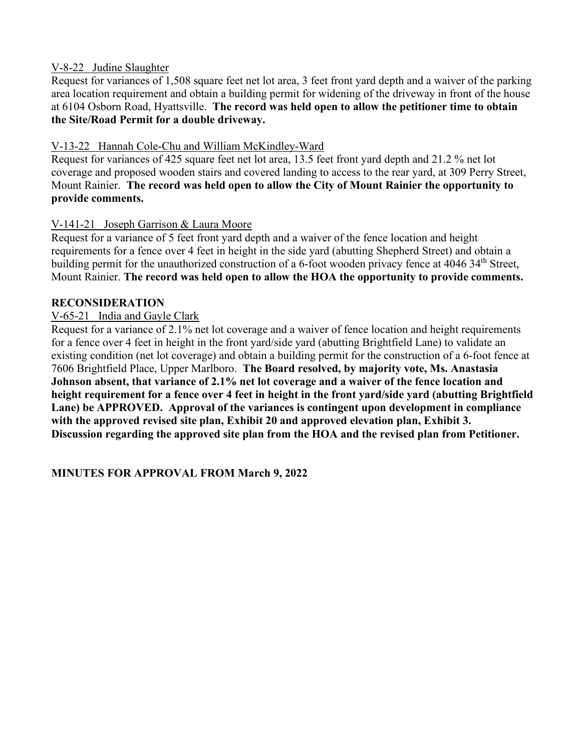V-8-22 Judine Slaughter

Request for variances of 1,508 square feet net lot area, 3 feet front yard depth and a waiver of the parking area location requirement and obtain a building permit for widening of the driveway in front of the house at 6104 Osborn Road, Hyattsville. **The record was held open to allow the petitioner time to obtain the Site/Road Permit for a double driveway.**

V-13-22 Hannah Cole-Chu and William McKindley-Ward

Request for variances of 425 square feet net lot area, 13.5 feet front yard depth and 21.2 % net lot coverage and proposed wooden stairs and covered landing to access to the rear yard, at 309 Perry Street, Mount Rainier. **The record was held open to allow the City of Mount Rainier the opportunity to provide comments.**

V-141-21 Joseph Garrison & Laura Moore

Request for a variance of 5 feet front yard depth and a waiver of the fence location and height requirements for a fence over 4 feet in height in the side yard (abutting Shepherd Street) and obtain a building permit for the unauthorized construction of a 6-foot wooden privacy fence at 4046 34th Street, Mount Rainier. **The record was held open to allow the HOA the opportunity to provide comments.**

**RECONSIDERATION**

V-65-21 India and Gayle Clark

Request for a variance of 2.1% net lot coverage and a waiver of fence location and height requirements for a fence over 4 feet in height in the front yard/side yard (abutting Brightfield Lane) to validate an existing condition (net lot coverage) and obtain a building permit for the construction of a 6-foot fence at 7606 Brightfield Place, Upper Marlboro. **The Board resolved, by majority vote, Ms. Anastasia Johnson absent, that variance of 2.1% net lot coverage and a waiver of the fence location and height requirement for a fence over 4 feet in height in the front yard/side yard (abutting Brightfield Lane) be APPROVED. Approval of the variances is contingent upon development in compliance with the approved revised site plan, Exhibit 20 and approved elevation plan, Exhibit 3. Discussion regarding the approved site plan from the HOA and the revised plan from Petitioner.**

**MINUTES FOR APPROVAL FROM March 9, 2022**